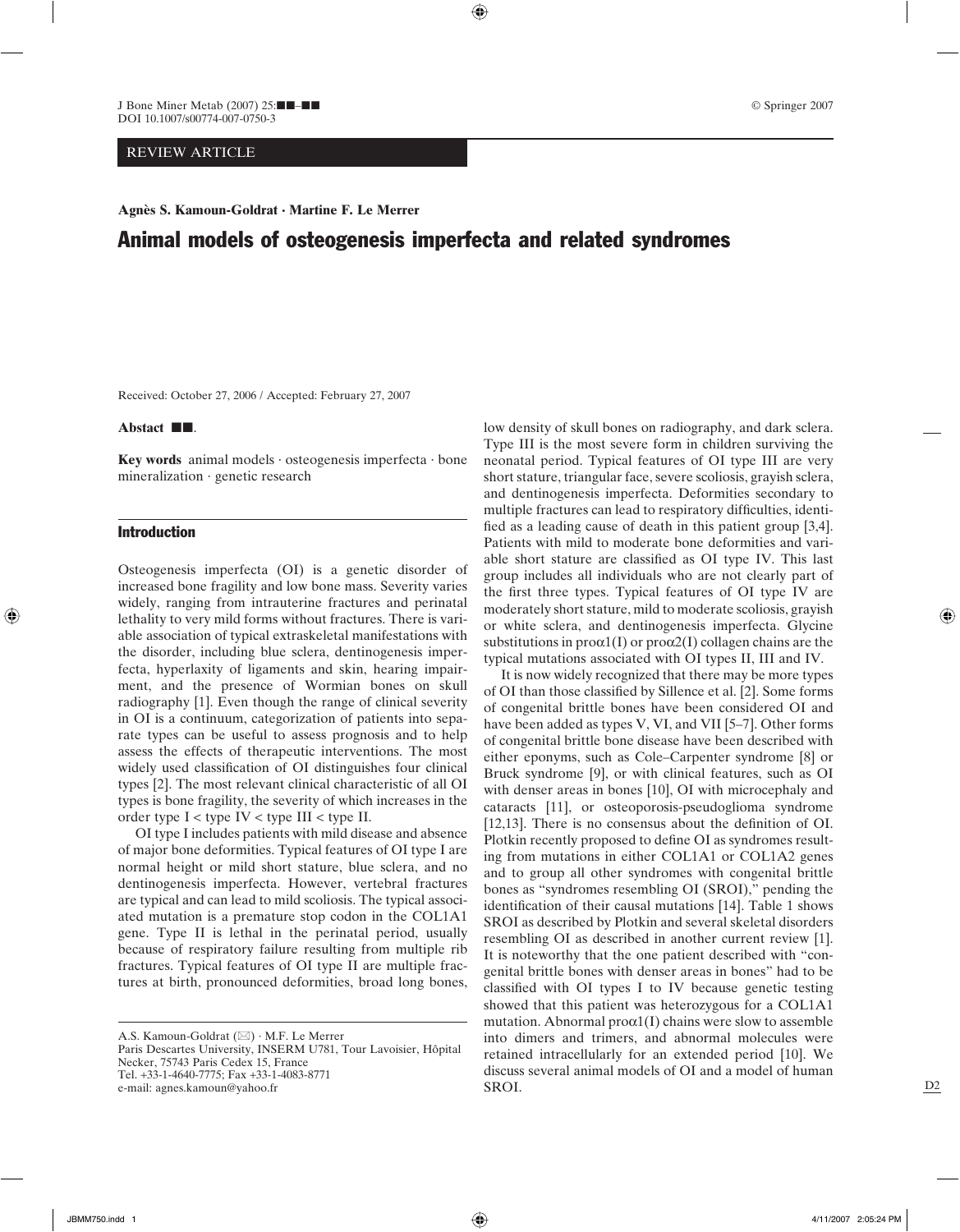REVIEW ARTICLE

**Agnès S. Kamoun-Goldrat · Martine F. Le Merrer**

# Animal models of osteogenesis imperfecta and related syndromes

Received: October 27, 2006 / Accepted: February 27, 2007

**Abstact** ■■.

**Key words** animal models · osteogenesis imperfecta · bone mineralization · genetic research

## Introduction

Osteogenesis imperfecta (OI) is a genetic disorder of increased bone fragility and low bone mass. Severity varies widely, ranging from intrauterine fractures and perinatal lethality to very mild forms without fractures. There is variable association of typical extraskeletal manifestations with the disorder, including blue sclera, dentinogenesis imperfecta, hyperlaxity of ligaments and skin, hearing impairment, and the presence of Wormian bones on skull radiography [1]. Even though the range of clinical severity in OI is a continuum, categorization of patients into separate types can be useful to assess prognosis and to help assess the effects of therapeutic interventions. The most widely used classification of OI distinguishes four clinical types [2]. The most relevant clinical characteristic of all OI types is bone fragility, the severity of which increases in the order type I < type IV < type III < type II.

OI type I includes patients with mild disease and absence of major bone deformities. Typical features of OI type I are normal height or mild short stature, blue sclera, and no dentinogenesis imperfecta. However, vertebral fractures are typical and can lead to mild scoliosis. The typical associated mutation is a premature stop codon in the COL1A1 gene. Type II is lethal in the perinatal period, usually because of respiratory failure resulting from multiple rib fractures. Typical features of OI type II are multiple fractures at birth, pronounced deformities, broad long bones, low density of skull bones on radiography, and dark sclera. Type III is the most severe form in children surviving the neonatal period. Typical features of OI type III are very short stature, triangular face, severe scoliosis, grayish sclera, and dentinogenesis imperfecta. Deformities secondary to multiple fractures can lead to respiratory difficulties, identified as a leading cause of death in this patient group [3,4]. Patients with mild to moderate bone deformities and variable short stature are classified as OI type IV. This last group includes all individuals who are not clearly part of the first three types. Typical features of OI type IV are moderately short stature, mild to moderate scoliosis, grayish or white sclera, and dentinogenesis imperfecta. Glycine substitutions in pro$\alpha$1(I) or pro$\alpha$2(I) collagen chains are the typical mutations associated with OI types II, III and IV.

It is now widely recognized that there may be more types of OI than those classified by Sillence et al. [2]. Some forms of congenital brittle bones have been considered OI and have been added as types V, VI, and VII [5–7]. Other forms of congenital brittle bone disease have been described with either eponyms, such as Cole–Carpenter syndrome [8] or Bruck syndrome [9], or with clinical features, such as OI with denser areas in bones [10], OI with microcephaly and cataracts [11], or osteoporosis-pseudoglioma syndrome [12,13]. There is no consensus about the definition of OI. Plotkin recently proposed to define OI as syndromes resulting from mutations in either COL1A1 or COL1A2 genes and to group all other syndromes with congenital brittle bones as "syndromes resembling OI (SROI)," pending the identification of their causal mutations [14]. Table 1 shows SROI as described by Plotkin and several skeletal disorders resembling OI as described in another current review [1]. It is noteworthy that the one patient described with "congenital brittle bones with denser areas in bones" had to be classified with OI types I to IV because genetic testing showed that this patient was heterozygous for a COL1A1 mutation. Abnormal pro$\alpha$1(I) chains were slow to assemble into dimers and trimers, and abnormal molecules were retained intracellularly for an extended period [10]. We discuss several animal models of OI and a model of human SROI.

A.S. Kamoun-Goldrat (✉) · M.F. Le Merrer
Paris Descartes University, INSERM U781, Tour Lavoisier, Hôpital Necker, 75743 Paris Cedex 15, France
Tel. +33-1-4640-7775; Fax +33-1-4083-8771
e-mail: agnes.kamoun@yahoo.fr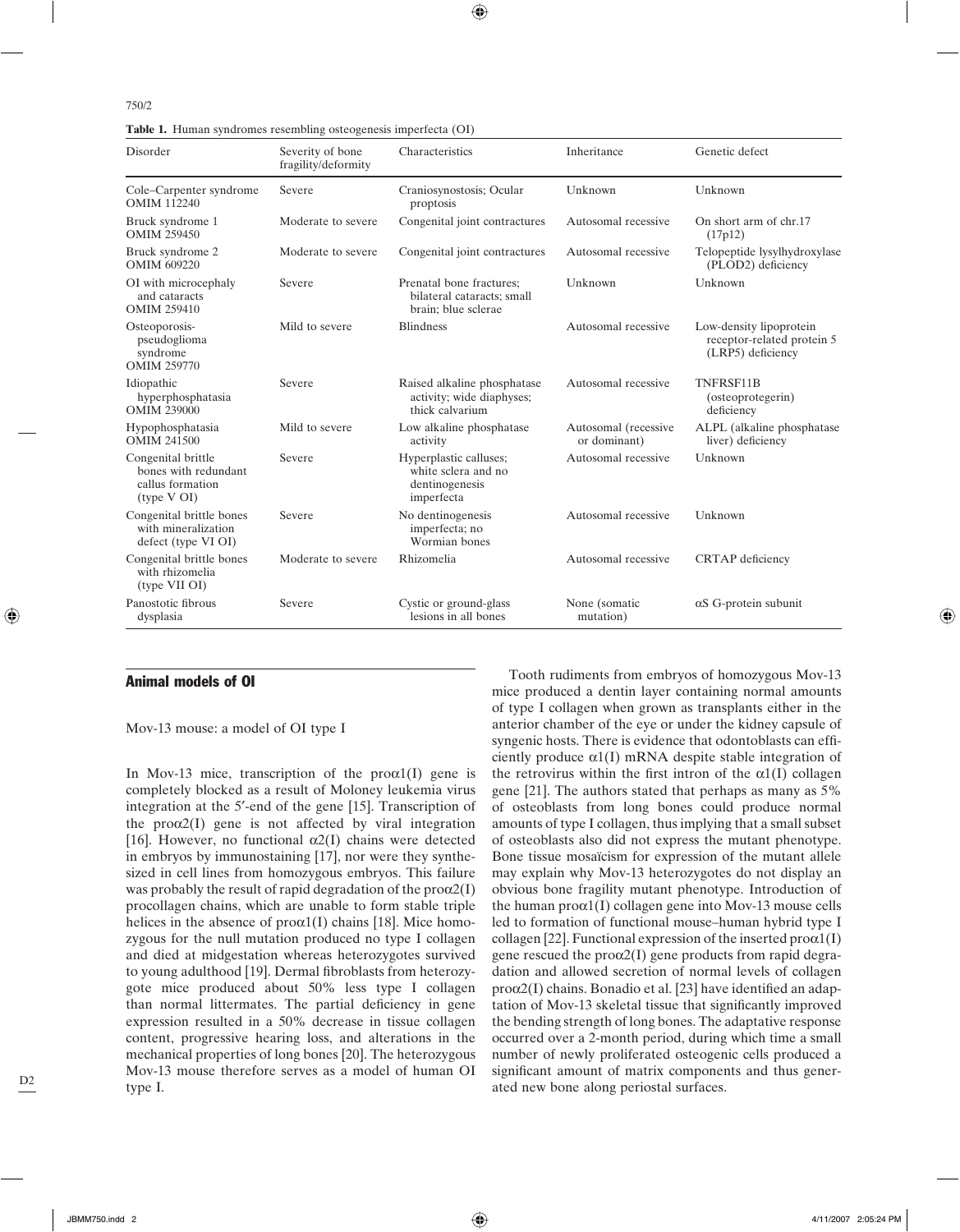**Table 1.** Human syndromes resembling osteogenesis imperfecta (OI)

| Disorder | Severity of bone fragility/deformity | Characteristics | Inheritance | Genetic defect |
|---|---|---|---|---|
| Cole–Carpenter syndrome OMIM 112240 | Severe | Craniosynostosis; Ocular proptosis | Unknown | Unknown |
| Bruck syndrome 1 OMIM 259450 | Moderate to severe | Congenital joint contractures | Autosomal recessive | On short arm of chr.17 (17p12) |
| Bruck syndrome 2 OMIM 609220 | Moderate to severe | Congenital joint contractures | Autosomal recessive | Telopeptide lysylhydroxylase (PLOD2) deficiency |
| OI with microcephaly and cataracts OMIM 259410 | Severe | Prenatal bone fractures; bilateral cataracts; small brain; blue sclerae | Unknown | Unknown |
| Osteoporosis-pseudoglioma syndrome OMIM 259770 | Mild to severe | Blindness | Autosomal recessive | Low-density lipoprotein receptor-related protein 5 (LRP5) deficiency |
| Idiopathic hyperphosphatasia OMIM 239000 | Severe | Raised alkaline phosphatase activity; wide diaphyses; thick calvarium | Autosomal recessive | TNFRSF11B (osteoprotegerin) deficiency |
| Hypophosphatasia OMIM 241500 | Mild to severe | Low alkaline phosphatase activity | Autosomal (recessive or dominant) | ALPL (alkaline phosphatase liver) deficiency |
| Congenital brittle bones with redundant callus formation (type V OI) | Severe | Hyperplastic calluses; white sclera and no dentinogenesis imperfecta | Autosomal recessive | Unknown |
| Congenital brittle bones with mineralization defect (type VI OI) | Severe | No dentinogenesis imperfecta; no Wormian bones | Autosomal recessive | Unknown |
| Congenital brittle bones with rhizomelia (type VII OI) | Moderate to severe | Rhizomelia | Autosomal recessive | CRTAP deficiency |
| Panostotic fibrous dysplasia | Severe | Cystic or ground-glass lesions in all bones | None (somatic mutation) | αS G-protein subunit |

## Animal models of OI

### Mov-13 mouse: a model of OI type I

In Mov-13 mice, transcription of the proα1(I) gene is completely blocked as a result of Moloney leukemia virus integration at the 5′-end of the gene [15]. Transcription of the proα2(I) gene is not affected by viral integration [16]. However, no functional α2(I) chains were detected in embryos by immunostaining [17], nor were they synthesized in cell lines from homozygous embryos. This failure was probably the result of rapid degradation of the proα2(I) procollagen chains, which are unable to form stable triple helices in the absence of proα1(I) chains [18]. Mice homozygous for the null mutation produced no type I collagen and died at midgestation whereas heterozygotes survived to young adulthood [19]. Dermal fibroblasts from heterozygote mice produced about 50% less type I collagen than normal littermates. The partial deficiency in gene expression resulted in a 50% decrease in tissue collagen content, progressive hearing loss, and alterations in the mechanical properties of long bones [20]. The heterozygous Mov-13 mouse therefore serves as a model of human OI type I.

Tooth rudiments from embryos of homozygous Mov-13 mice produced a dentin layer containing normal amounts of type I collagen when grown as transplants either in the anterior chamber of the eye or under the kidney capsule of syngenic hosts. There is evidence that odontoblasts can efficiently produce α1(I) mRNA despite stable integration of the retrovirus within the first intron of the α1(I) collagen gene [21]. The authors stated that perhaps as many as 5% of osteoblasts from long bones could produce normal amounts of type I collagen, thus implying that a small subset of osteoblasts also did not express the mutant phenotype. Bone tissue mosaïcism for expression of the mutant allele may explain why Mov-13 heterozygotes do not display an obvious bone fragility mutant phenotype. Introduction of the human proα1(I) collagen gene into Mov-13 mouse cells led to formation of functional mouse–human hybrid type I collagen [22]. Functional expression of the inserted proα1(I) gene rescued the proα2(I) gene products from rapid degradation and allowed secretion of normal levels of collagen proα2(I) chains. Bonadio et al. [23] have identified an adaptation of Mov-13 skeletal tissue that significantly improved the bending strength of long bones. The adaptative response occurred over a 2-month period, during which time a small number of newly proliferated osteogenic cells produced a significant amount of matrix components and thus generated new bone along periosteal surfaces.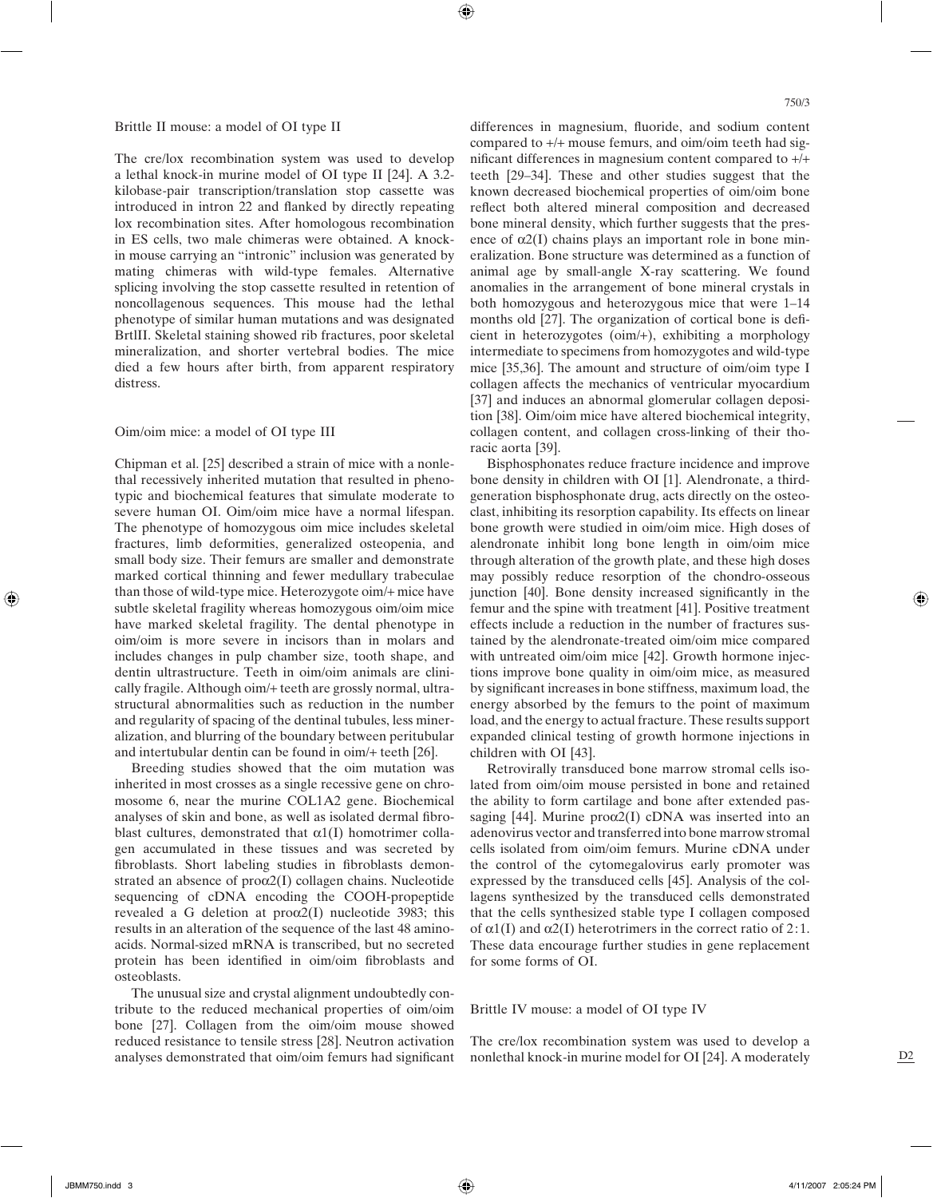### Brittle II mouse: a model of OI type II

The cre/lox recombination system was used to develop a lethal knock-in murine model of OI type II [24]. A 3.2-kilobase-pair transcription/translation stop cassette was introduced in intron 22 and flanked by directly repeating lox recombination sites. After homologous recombination in ES cells, two male chimeras were obtained. A knock-in mouse carrying an "intronic" inclusion was generated by mating chimeras with wild-type females. Alternative splicing involving the stop cassette resulted in retention of noncollagenous sequences. This mouse had the lethal phenotype of similar human mutations and was designated BrtlII. Skeletal staining showed rib fractures, poor skeletal mineralization, and shorter vertebral bodies. The mice died a few hours after birth, from apparent respiratory distress.

### Oim/oim mice: a model of OI type III

Chipman et al. [25] described a strain of mice with a nonlethal recessively inherited mutation that resulted in phenotypic and biochemical features that simulate moderate to severe human OI. Oim/oim mice have a normal lifespan. The phenotype of homozygous oim mice includes skeletal fractures, limb deformities, generalized osteopenia, and small body size. Their femurs are smaller and demonstrate marked cortical thinning and fewer medullary trabeculae than those of wild-type mice. Heterozygote oim/+ mice have subtle skeletal fragility whereas homozygous oim/oim mice have marked skeletal fragility. The dental phenotype in oim/oim is more severe in incisors than in molars and includes changes in pulp chamber size, tooth shape, and dentin ultrastructure. Teeth in oim/oim animals are clinically fragile. Although oim/+ teeth are grossly normal, ultrastructural abnormalities such as reduction in the number and regularity of spacing of the dentinal tubules, less mineralization, and blurring of the boundary between peritubular and intertubular dentin can be found in oim/+ teeth [26].

Breeding studies showed that the oim mutation was inherited in most crosses as a single recessive gene on chromosome 6, near the murine COL1A2 gene. Biochemical analyses of skin and bone, as well as isolated dermal fibroblast cultures, demonstrated that α1(I) homotrimer collagen accumulated in these tissues and was secreted by fibroblasts. Short labeling studies in fibroblasts demonstrated an absence of proα2(I) collagen chains. Nucleotide sequencing of cDNA encoding the COOH-propeptide revealed a G deletion at proα2(I) nucleotide 3983; this results in an alteration of the sequence of the last 48 amino-acids. Normal-sized mRNA is transcribed, but no secreted protein has been identified in oim/oim fibroblasts and osteoblasts.

The unusual size and crystal alignment undoubtedly contribute to the reduced mechanical properties of oim/oim bone [27]. Collagen from the oim/oim mouse showed reduced resistance to tensile stress [28]. Neutron activation analyses demonstrated that oim/oim femurs had significant differences in magnesium, fluoride, and sodium content compared to +/+ mouse femurs, and oim/oim teeth had significant differences in magnesium content compared to +/+ teeth [29–34]. These and other studies suggest that the known decreased biochemical properties of oim/oim bone reflect both altered mineral composition and decreased bone mineral density, which further suggests that the presence of α2(I) chains plays an important role in bone mineralization. Bone structure was determined as a function of animal age by small-angle X-ray scattering. We found anomalies in the arrangement of bone mineral crystals in both homozygous and heterozygous mice that were 1–14 months old [27]. The organization of cortical bone is deficient in heterozygotes (oim/+), exhibiting a morphology intermediate to specimens from homozygotes and wild-type mice [35,36]. The amount and structure of oim/oim type I collagen affects the mechanics of ventricular myocardium [37] and induces an abnormal glomerular collagen deposition [38]. Oim/oim mice have altered biochemical integrity, collagen content, and collagen cross-linking of their thoracic aorta [39].

Bisphosphonates reduce fracture incidence and improve bone density in children with OI [1]. Alendronate, a third-generation bisphosphonate drug, acts directly on the osteoclast, inhibiting its resorption capability. Its effects on linear bone growth were studied in oim/oim mice. High doses of alendronate inhibit long bone length in oim/oim mice through alteration of the growth plate, and these high doses may possibly reduce resorption of the chondro-osseous junction [40]. Bone density increased significantly in the femur and the spine with treatment [41]. Positive treatment effects include a reduction in the number of fractures sustained by the alendronate-treated oim/oim mice compared with untreated oim/oim mice [42]. Growth hormone injections improve bone quality in oim/oim mice, as measured by significant increases in bone stiffness, maximum load, the energy absorbed by the femurs to the point of maximum load, and the energy to actual fracture. These results support expanded clinical testing of growth hormone injections in children with OI [43].

Retrovirally transduced bone marrow stromal cells isolated from oim/oim mouse persisted in bone and retained the ability to form cartilage and bone after extended passaging [44]. Murine proα2(I) cDNA was inserted into an adenovirus vector and transferred into bone marrow stromal cells isolated from oim/oim femurs. Murine cDNA under the control of the cytomegalovirus early promoter was expressed by the transduced cells [45]. Analysis of the collagens synthesized by the transduced cells demonstrated that the cells synthesized stable type I collagen composed of α1(I) and α2(I) heterotrimers in the correct ratio of 2:1. These data encourage further studies in gene replacement for some forms of OI.

### Brittle IV mouse: a model of OI type IV

The cre/lox recombination system was used to develop a nonlethal knock-in murine model for OI [24]. A moderately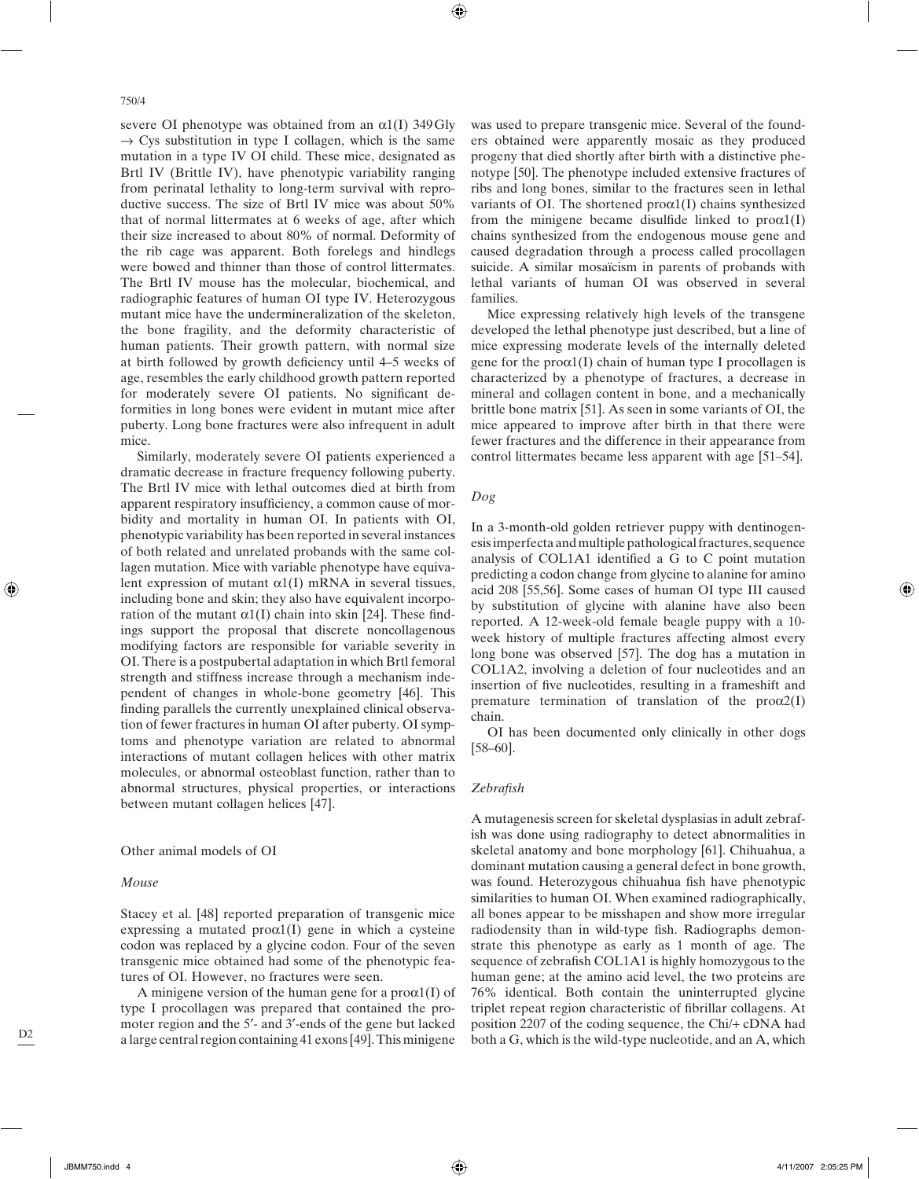severe OI phenotype was obtained from an $\alpha$1(I) 349 Gly $\rightarrow$ Cys substitution in type I collagen, which is the same mutation in a type IV OI child. These mice, designated as Brtl IV (Brittle IV), have phenotypic variability ranging from perinatal lethality to long-term survival with reproductive success. The size of Brtl IV mice was about 50% that of normal littermates at 6 weeks of age, after which their size increased to about 80% of normal. Deformity of the rib cage was apparent. Both forelegs and hindlegs were bowed and thinner than those of control littermates. The Brtl IV mouse has the molecular, biochemical, and radiographic features of human OI type IV. Heterozygous mutant mice have the undermineralization of the skeleton, the bone fragility, and the deformity characteristic of human patients. Their growth pattern, with normal size at birth followed by growth deficiency until 4–5 weeks of age, resembles the early childhood growth pattern reported for moderately severe OI patients. No significant deformities in long bones were evident in mutant mice after puberty. Long bone fractures were also infrequent in adult mice.

Similarly, moderately severe OI patients experienced a dramatic decrease in fracture frequency following puberty. The Brtl IV mice with lethal outcomes died at birth from apparent respiratory insufficiency, a common cause of morbidity and mortality in human OI. In patients with OI, phenotypic variability has been reported in several instances of both related and unrelated probands with the same collagen mutation. Mice with variable phenotype have equivalent expression of mutant $\alpha$1(I) mRNA in several tissues, including bone and skin; they also have equivalent incorporation of the mutant $\alpha$1(I) chain into skin [24]. These findings support the proposal that discrete noncollagenous modifying factors are responsible for variable severity in OI. There is a postpubertal adaptation in which Brtl femoral strength and stiffness increase through a mechanism independent of changes in whole-bone geometry [46]. This finding parallels the currently unexplained clinical observation of fewer fractures in human OI after puberty. OI symptoms and phenotype variation are related to abnormal interactions of mutant collagen helices with other matrix molecules, or abnormal osteoblast function, rather than to abnormal structures, physical properties, or interactions between mutant collagen helices [47].

## Other animal models of OI

### *Mouse*

Stacey et al. [48] reported preparation of transgenic mice expressing a mutated pro$\alpha$1(I) gene in which a cysteine codon was replaced by a glycine codon. Four of the seven transgenic mice obtained had some of the phenotypic features of OI. However, no fractures were seen.

A minigene version of the human gene for a pro$\alpha$1(I) of type I procollagen was prepared that contained the promoter region and the 5′- and 3′-ends of the gene but lacked a large central region containing 41 exons [49]. This minigene was used to prepare transgenic mice. Several of the founders obtained were apparently mosaic as they produced progeny that died shortly after birth with a distinctive phenotype [50]. The phenotype included extensive fractures of ribs and long bones, similar to the fractures seen in lethal variants of OI. The shortened pro$\alpha$1(I) chains synthesized from the minigene became disulfide linked to pro$\alpha$1(I) chains synthesized from the endogenous mouse gene and caused degradation through a process called procollagen suicide. A similar mosaïcism in parents of probands with lethal variants of human OI was observed in several families.

Mice expressing relatively high levels of the transgene developed the lethal phenotype just described, but a line of mice expressing moderate levels of the internally deleted gene for the pro$\alpha$1(I) chain of human type I procollagen is characterized by a phenotype of fractures, a decrease in mineral and collagen content in bone, and a mechanically brittle bone matrix [51]. As seen in some variants of OI, the mice appeared to improve after birth in that there were fewer fractures and the difference in their appearance from control littermates became less apparent with age [51–54].

### *Dog*

In a 3-month-old golden retriever puppy with dentinogenesis imperfecta and multiple pathological fractures, sequence analysis of COL1A1 identified a G to C point mutation predicting a codon change from glycine to alanine for amino acid 208 [55,56]. Some cases of human OI type III caused by substitution of glycine with alanine have also been reported. A 12-week-old female beagle puppy with a 10-week history of multiple fractures affecting almost every long bone was observed [57]. The dog has a mutation in COL1A2, involving a deletion of four nucleotides and an insertion of five nucleotides, resulting in a frameshift and premature termination of translation of the pro$\alpha$2(I) chain.

OI has been documented only clinically in other dogs [58–60].

### *Zebrafish*

A mutagenesis screen for skeletal dysplasias in adult zebrafish was done using radiography to detect abnormalities in skeletal anatomy and bone morphology [61]. Chihuahua, a dominant mutation causing a general defect in bone growth, was found. Heterozygous chihuahua fish have phenotypic similarities to human OI. When examined radiographically, all bones appear to be misshapen and show more irregular radiodensity than in wild-type fish. Radiographs demonstrate this phenotype as early as 1 month of age. The sequence of zebrafish COL1A1 is highly homozygous to the human gene; at the amino acid level, the two proteins are 76% identical. Both contain the uninterrupted glycine triplet repeat region characteristic of fibrillar collagens. At position 2207 of the coding sequence, the Chi/+ cDNA had both a G, which is the wild-type nucleotide, and an A, which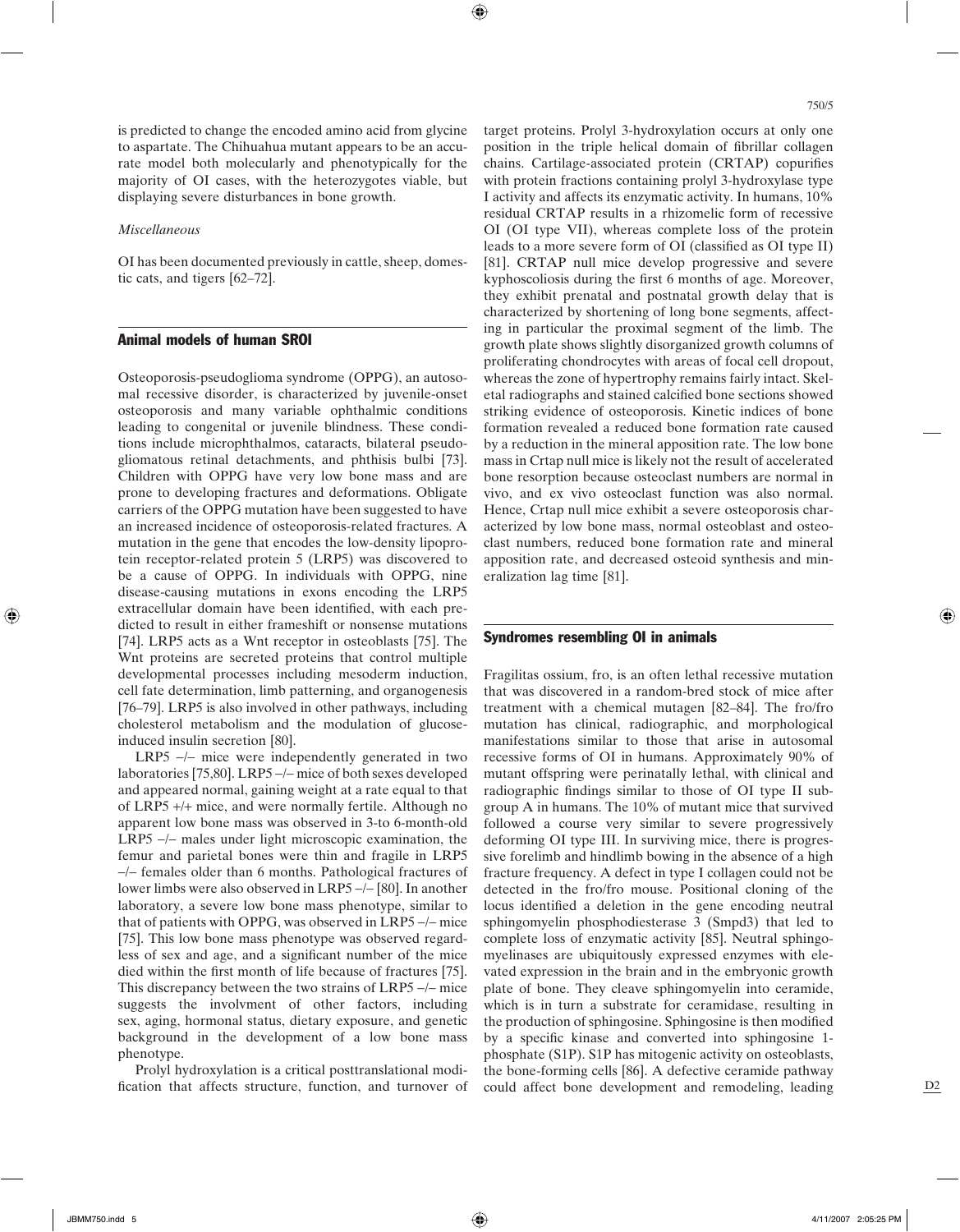is predicted to change the encoded amino acid from glycine to aspartate. The Chihuahua mutant appears to be an accurate model both molecularly and phenotypically for the majority of OI cases, with the heterozygotes viable, but displaying severe disturbances in bone growth.

*Miscellaneous*

OI has been documented previously in cattle, sheep, domestic cats, and tigers [62–72].

## Animal models of human SROI

Osteoporosis-pseudoglioma syndrome (OPPG), an autosomal recessive disorder, is characterized by juvenile-onset osteoporosis and many variable ophthalmic conditions leading to congenital or juvenile blindness. These conditions include microphthalmos, cataracts, bilateral pseudogliomatous retinal detachments, and phthisis bulbi [73]. Children with OPPG have very low bone mass and are prone to developing fractures and deformations. Obligate carriers of the OPPG mutation have been suggested to have an increased incidence of osteoporosis-related fractures. A mutation in the gene that encodes the low-density lipoprotein receptor-related protein 5 (LRP5) was discovered to be a cause of OPPG. In individuals with OPPG, nine disease-causing mutations in exons encoding the LRP5 extracellular domain have been identified, with each predicted to result in either frameshift or nonsense mutations [74]. LRP5 acts as a Wnt receptor in osteoblasts [75]. The Wnt proteins are secreted proteins that control multiple developmental processes including mesoderm induction, cell fate determination, limb patterning, and organogenesis [76–79]. LRP5 is also involved in other pathways, including cholesterol metabolism and the modulation of glucose-induced insulin secretion [80].

LRP5 –/– mice were independently generated in two laboratories [75,80]. LRP5 –/– mice of both sexes developed and appeared normal, gaining weight at a rate equal to that of LRP5 +/+ mice, and were normally fertile. Although no apparent low bone mass was observed in 3-to 6-month-old LRP5 –/– males under light microscopic examination, the femur and parietal bones were thin and fragile in LRP5 –/– females older than 6 months. Pathological fractures of lower limbs were also observed in LRP5 –/– [80]. In another laboratory, a severe low bone mass phenotype, similar to that of patients with OPPG, was observed in LRP5 –/– mice [75]. This low bone mass phenotype was observed regardless of sex and age, and a significant number of the mice died within the first month of life because of fractures [75]. This discrepancy between the two strains of LRP5 –/– mice suggests the involvment of other factors, including sex, aging, hormonal status, dietary exposure, and genetic background in the development of a low bone mass phenotype.

Prolyl hydroxylation is a critical posttranslational modification that affects structure, function, and turnover of target proteins. Prolyl 3-hydroxylation occurs at only one position in the triple helical domain of fibrillar collagen chains. Cartilage-associated protein (CRTAP) copurifies with protein fractions containing prolyl 3-hydroxylase type I activity and affects its enzymatic activity. In humans, 10% residual CRTAP results in a rhizomelic form of recessive OI (OI type VII), whereas complete loss of the protein leads to a more severe form of OI (classified as OI type II) [81]. CRTAP null mice develop progressive and severe kyphoscoliosis during the first 6 months of age. Moreover, they exhibit prenatal and postnatal growth delay that is characterized by shortening of long bone segments, affecting in particular the proximal segment of the limb. The growth plate shows slightly disorganized growth columns of proliferating chondrocytes with areas of focal cell dropout, whereas the zone of hypertrophy remains fairly intact. Skeletal radiographs and stained calcified bone sections showed striking evidence of osteoporosis. Kinetic indices of bone formation revealed a reduced bone formation rate caused by a reduction in the mineral apposition rate. The low bone mass in Crtap null mice is likely not the result of accelerated bone resorption because osteoclast numbers are normal in vivo, and ex vivo osteoclast function was also normal. Hence, Crtap null mice exhibit a severe osteoporosis characterized by low bone mass, normal osteoblast and osteoclast numbers, reduced bone formation rate and mineral apposition rate, and decreased osteoid synthesis and mineralization lag time [81].

## Syndromes resembling OI in animals

Fragilitas ossium, fro, is an often lethal recessive mutation that was discovered in a random-bred stock of mice after treatment with a chemical mutagen [82–84]. The fro/fro mutation has clinical, radiographic, and morphological manifestations similar to those that arise in autosomal recessive forms of OI in humans. Approximately 90% of mutant offspring were perinatally lethal, with clinical and radiographic findings similar to those of OI type II subgroup A in humans. The 10% of mutant mice that survived followed a course very similar to severe progressively deforming OI type III. In surviving mice, there is progressive forelimb and hindlimb bowing in the absence of a high fracture frequency. A defect in type I collagen could not be detected in the fro/fro mouse. Positional cloning of the locus identified a deletion in the gene encoding neutral sphingomyelin phosphodiesterase 3 (Smpd3) that led to complete loss of enzymatic activity [85]. Neutral sphingomyelinases are ubiquitously expressed enzymes with elevated expression in the brain and in the embryonic growth plate of bone. They cleave sphingomyelin into ceramide, which is in turn a substrate for ceramidase, resulting in the production of sphingosine. Sphingosine is then modified by a specific kinase and converted into sphingosine 1-phosphate (S1P). S1P has mitogenic activity on osteoblasts, the bone-forming cells [86]. A defective ceramide pathway could affect bone development and remodeling, leading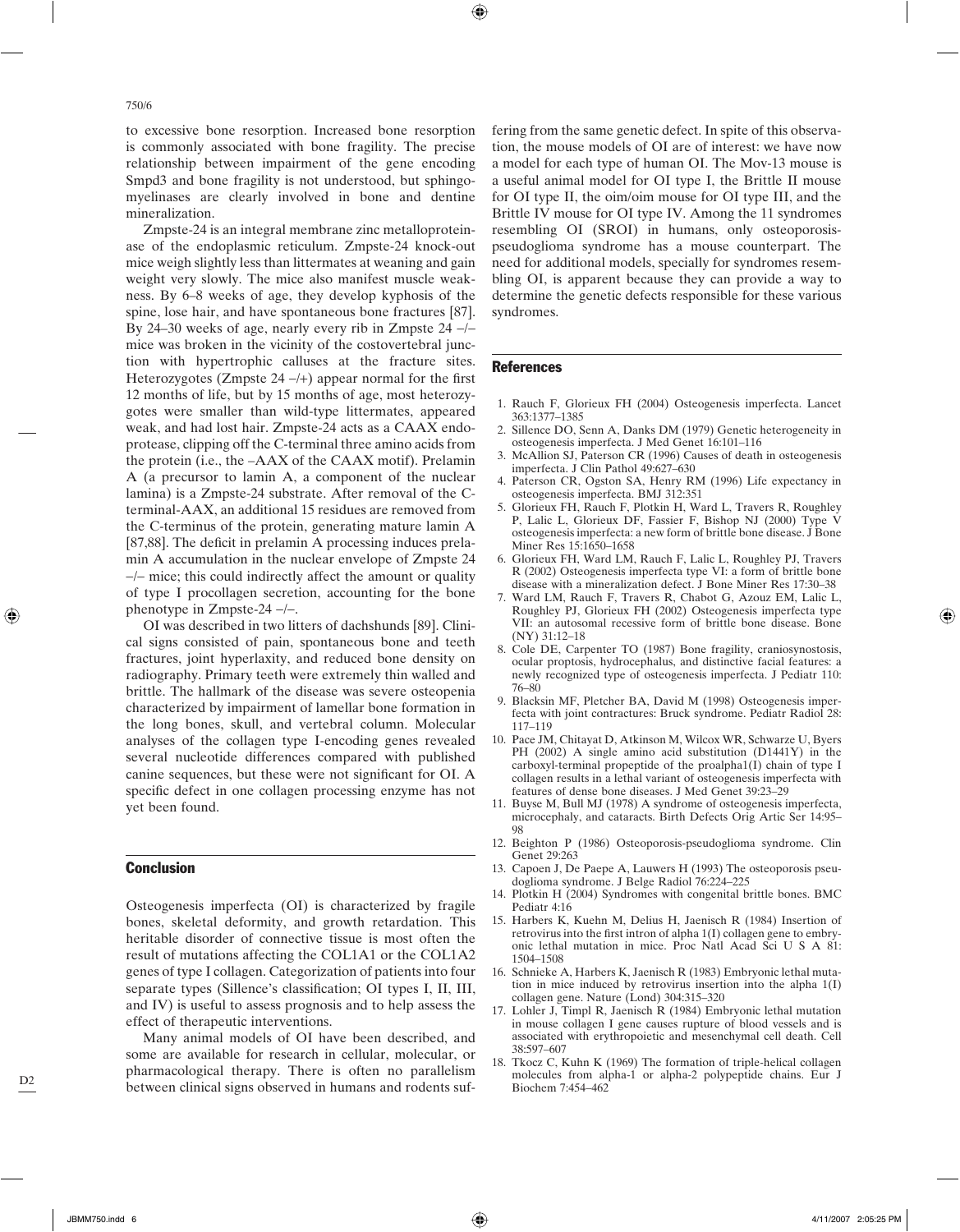to excessive bone resorption. Increased bone resorption is commonly associated with bone fragility. The precise relationship between impairment of the gene encoding Smpd3 and bone fragility is not understood, but sphingomyelinases are clearly involved in bone and dentine mineralization.

Zmpste-24 is an integral membrane zinc metalloproteinase of the endoplasmic reticulum. Zmpste-24 knock-out mice weigh slightly less than littermates at weaning and gain weight very slowly. The mice also manifest muscle weakness. By 6–8 weeks of age, they develop kyphosis of the spine, lose hair, and have spontaneous bone fractures [87]. By 24–30 weeks of age, nearly every rib in Zmpste 24 –/– mice was broken in the vicinity of the costovertebral junction with hypertrophic calluses at the fracture sites. Heterozygotes (Zmpste 24 –/+) appear normal for the first 12 months of life, but by 15 months of age, most heterozygotes were smaller than wild-type littermates, appeared weak, and had lost hair. Zmpste-24 acts as a CAAX endoprotease, clipping off the C-terminal three amino acids from the protein (i.e., the –AAX of the CAAX motif). Prelamin A (a precursor to lamin A, a component of the nuclear lamina) is a Zmpste-24 substrate. After removal of the C-terminal-AAX, an additional 15 residues are removed from the C-terminus of the protein, generating mature lamin A [87,88]. The deficit in prelamin A processing induces prelamin A accumulation in the nuclear envelope of Zmpste 24 –/– mice; this could indirectly affect the amount or quality of type I procollagen secretion, accounting for the bone phenotype in Zmpste-24 –/–.

OI was described in two litters of dachshunds [89]. Clinical signs consisted of pain, spontaneous bone and teeth fractures, joint hyperlaxity, and reduced bone density on radiography. Primary teeth were extremely thin walled and brittle. The hallmark of the disease was severe osteopenia characterized by impairment of lamellar bone formation in the long bones, skull, and vertebral column. Molecular analyses of the collagen type I-encoding genes revealed several nucleotide differences compared with published canine sequences, but these were not significant for OI. A specific defect in one collagen processing enzyme has not yet been found.

## Conclusion

Osteogenesis imperfecta (OI) is characterized by fragile bones, skeletal deformity, and growth retardation. This heritable disorder of connective tissue is most often the result of mutations affecting the COL1A1 or the COL1A2 genes of type I collagen. Categorization of patients into four separate types (Sillence's classification; OI types I, II, III, and IV) is useful to assess prognosis and to help assess the effect of therapeutic interventions.

Many animal models of OI have been described, and some are available for research in cellular, molecular, or pharmacological therapy. There is often no parallelism between clinical signs observed in humans and rodents suffering from the same genetic defect. In spite of this observation, the mouse models of OI are of interest: we have now a model for each type of human OI. The Mov-13 mouse is a useful animal model for OI type I, the Brittle II mouse for OI type II, the oim/oim mouse for OI type III, and the Brittle IV mouse for OI type IV. Among the 11 syndromes resembling OI (SROI) in humans, only osteoporosis-pseudoglioma syndrome has a mouse counterpart. The need for additional models, specially for syndromes resembling OI, is apparent because they can provide a way to determine the genetic defects responsible for these various syndromes.

## References

1. Rauch F, Glorieux FH (2004) Osteogenesis imperfecta. Lancet 363:1377–1385
2. Sillence DO, Senn A, Danks DM (1979) Genetic heterogeneity in osteogenesis imperfecta. J Med Genet 16:101–116
3. McAllion SJ, Paterson CR (1996) Causes of death in osteogenesis imperfecta. J Clin Pathol 49:627–630
4. Paterson CR, Ogston SA, Henry RM (1996) Life expectancy in osteogenesis imperfecta. BMJ 312:351
5. Glorieux FH, Rauch F, Plotkin H, Ward L, Travers R, Roughley P, Lalic L, Glorieux DF, Fassier F, Bishop NJ (2000) Type V osteogenesis imperfecta: a new form of brittle bone disease. J Bone Miner Res 15:1650–1658
6. Glorieux FH, Ward LM, Rauch F, Lalic L, Roughley PJ, Travers R (2002) Osteogenesis imperfecta type VI: a form of brittle bone disease with a mineralization defect. J Bone Miner Res 17:30–38
7. Ward LM, Rauch F, Travers R, Chabot G, Azouz EM, Lalic L, Roughley PJ, Glorieux FH (2002) Osteogenesis imperfecta type VII: an autosomal recessive form of brittle bone disease. Bone (NY) 31:12–18
8. Cole DE, Carpenter TO (1987) Bone fragility, craniosynostosis, ocular proptosis, hydrocephalus, and distinctive facial features: a newly recognized type of osteogenesis imperfecta. J Pediatr 110: 76–80
9. Blacksin MF, Pletcher BA, David M (1998) Osteogenesis imperfecta with joint contractures: Bruck syndrome. Pediatr Radiol 28: 117–119
10. Pace JM, Chitayat D, Atkinson M, Wilcox WR, Schwarze U, Byers PH (2002) A single amino acid substitution (D1441Y) in the carboxyl-terminal propeptide of the proalpha1(I) chain of type I collagen results in a lethal variant of osteogenesis imperfecta with features of dense bone diseases. J Med Genet 39:23–29
11. Buyse M, Bull MJ (1978) A syndrome of osteogenesis imperfecta, microcephaly, and cataracts. Birth Defects Orig Artic Ser 14:95–98
12. Beighton P (1986) Osteoporosis-pseudoglioma syndrome. Clin Genet 29:263
13. Capoen J, De Paepe A, Lauwers H (1993) The osteoporosis pseudoglioma syndrome. J Belge Radiol 76:224–225
14. Plotkin H (2004) Syndromes with congenital brittle bones. BMC Pediatr 4:16
15. Harbers K, Kuehn M, Delius H, Jaenisch R (1984) Insertion of retrovirus into the first intron of alpha 1(I) collagen gene to embryonic lethal mutation in mice. Proc Natl Acad Sci U S A 81: 1504–1508
16. Schnieke A, Harbers K, Jaenisch R (1983) Embryonic lethal mutation in mice induced by retrovirus insertion into the alpha 1(I) collagen gene. Nature (Lond) 304:315–320
17. Lohler J, Timpl R, Jaenisch R (1984) Embryonic lethal mutation in mouse collagen I gene causes rupture of blood vessels and is associated with erythropoietic and mesenchymal cell death. Cell 38:597–607
18. Tkocz C, Kuhn K (1969) The formation of triple-helical collagen molecules from alpha-1 or alpha-2 polypeptide chains. Eur J Biochem 7:454–462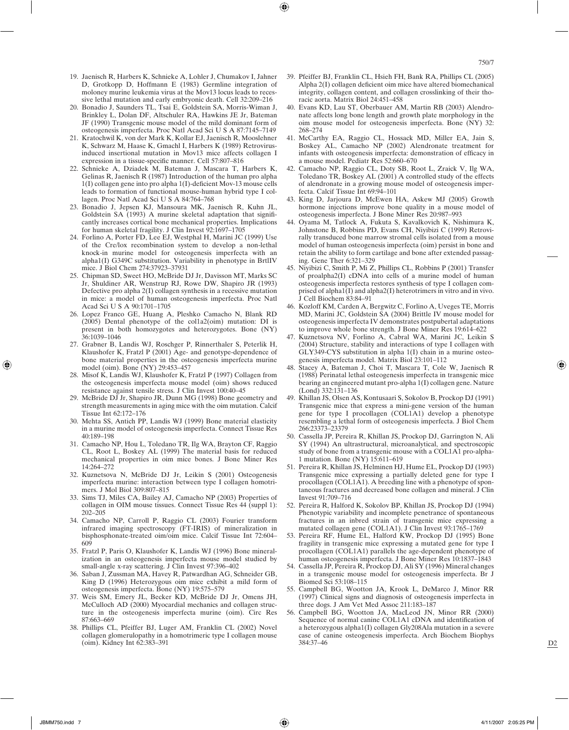19. Jaenisch R, Harbers K, Schnieke A, Lohler J, Chumakov I, Jahner D, Grotkopp D, Hoffmann E (1983) Germline integration of moloney murine leukemia virus at the Mov13 locus leads to recessive lethal mutation and early embryonic death. Cell 32:209–216
20. Bonadio J, Saunders TL, Tsai E, Goldstein SA, Morris-Wiman J, Brinkley L, Dolan DF, Altschuler RA, Hawkins JE Jr, Bateman JF (1990) Transgenic mouse model of the mild dominant form of osteogenesis imperfecta. Proc Natl Acad Sci U S A 87:7145–7149
21. Kratochwil K, von der Mark K, Kollar EJ, Jaenisch R, Mooslehner K, Schwarz M, Haase K, Gmachl I, Harbers K (1989) Retrovirus-induced insertional mutation in Mov13 mice affects collagen I expression in a tissue-specific manner. Cell 57:807–816
22. Schnieke A, Dziadek M, Bateman J, Mascara T, Harbers K, Gelinas R, Jaenisch R (1987) Introduction of the human pro alpha 1(I) collagen gene into pro alpha 1(I)-deficient Mov-13 mouse cells leads to formation of functional mouse-human hybrid type I collagen. Proc Natl Acad Sci U S A 84:764–768
23. Bonadio J, Jepsen KJ, Mansoura MK, Jaenisch R, Kuhn JL, Goldstein SA (1993) A murine skeletal adaptation that significantly increases cortical bone mechanical properties. Implications for human skeletal fragility. J Clin Invest 92:1697–1705
24. Forlino A, Porter FD, Lee EJ, Westphal H, Marini JC (1999) Use of the Cre/lox recombination system to develop a non-lethal knock-in murine model for osteogenesis imperfecta with an alpha1(I) G349C substitution. Variability in phenotype in BrtlIV mice. J Biol Chem 274:37923–37931
25. Chipman SD, Sweet HO, McBride DJ Jr, Davisson MT, Marks SC Jr, Shuldiner AR, Wenstrup RJ, Rowe DW, Shapiro JR (1993) Defective pro alpha 2(I) collagen synthesis in a recessive mutation in mice: a model of human osteogenesis imperfecta. Proc Natl Acad Sci U S A 90:1701–1705
26. Lopez Franco GE, Huang A, Pleshko Camacho N, Blank RD (2005) Dental phenotype of the col1a2(oim) mutation: DI is present in both homozygotes and heterozygotes. Bone (NY) 36:1039–1046
27. Grabner B, Landis WJ, Roschger P, Rinnerthaler S, Peterlik H, Klaushofer K, Fratzl P (2001) Age- and genotype-dependence of bone material properties in the osteogenesis imperfecta murine model (oim). Bone (NY) 29:453–457
28. Misof K, Landis WJ, Klaushofer K, Fratzl P (1997) Collagen from the osteogenesis imperfecta mouse model (oim) shows reduced resistance against tensile stress. J Clin Invest 100:40–45
29. McBride DJ Jr, Shapiro JR, Dunn MG (1998) Bone geometry and strength measurements in aging mice with the oim mutation. Calcif Tissue Int 62:172–176
30. Mehta SS, Antich PP, Landis WJ (1999) Bone material elasticity in a murine model of osteogenesis imperfecta. Connect Tissue Res 40:189–198
31. Camacho NP, Hou L, Toledano TR, Ilg WA, Brayton CF, Raggio CL, Root L, Boskey AL (1999) The material basis for reduced mechanical properties in oim mice bones. J Bone Miner Res 14:264–272
32. Kuznetsova N, McBride DJ Jr, Leikin S (2001) Osteogenesis imperfecta murine: interaction between type I collagen homotrimers. J Mol Biol 309:807–815
33. Sims TJ, Miles CA, Bailey AJ, Camacho NP (2003) Properties of collagen in OIM mouse tissues. Connect Tissue Res 44 (suppl 1): 202–205
34. Camacho NP, Carroll P, Raggio CL (2003) Fourier transform infrared imaging spectroscopy (FT-IRIS) of mineralization in bisphosphonate-treated oim/oim mice. Calcif Tissue Int 72:604–609
35. Fratzl P, Paris O, Klaushofer K, Landis WJ (1996) Bone mineralization in an osteogenesis imperfecta mouse model studied by small-angle x-ray scattering. J Clin Invest 97:396–402
36. Saban J, Zussman MA, Havey R, Patwardhan AG, Schneider GB, King D (1996) Heterozygous oim mice exhibit a mild form of osteogenesis imperfecta. Bone (NY) 19:575–579
37. Weis SM, Emery JL, Becker KD, McBride DJ Jr, Omens JH, McCulloch AD (2000) Myocardial mechanics and collagen structure in the osteogenesis imperfecta murine (oim). Circ Res 87:663–669
38. Phillips CL, Pfeiffer BJ, Luger AM, Franklin CL (2002) Novel collagen glomerulopathy in a homotrimeric type I collagen mouse (oim). Kidney Int 62:383–391
39. Pfeiffer BJ, Franklin CL, Hsieh FH, Bank RA, Phillips CL (2005) Alpha 2(I) collagen deficient oim mice have altered biomechanical integrity, collagen content, and collagen crosslinking of their thoracic aorta. Matrix Biol 24:451–458
40. Evans KD, Lau ST, Oberbauer AM, Martin RB (2003) Alendronate affects long bone length and growth plate morphology in the oim mouse model for osteogenesis imperfecta. Bone (NY) 32: 268–274
41. McCarthy EA, Raggio CL, Hossack MD, Miller EA, Jain S, Boskey AL, Camacho NP (2002) Alendronate treatment for infants with osteogenesis imperfecta: demonstration of efficacy in a mouse model. Pediatr Res 52:660–670
42. Camacho NP, Raggio CL, Doty SB, Root L, Zraick V, Ilg WA, Toledano TR, Boskey AL (2001) A controlled study of the effects of alendronate in a growing mouse model of osteogenesis imperfecta. Calcif Tissue Int 69:94–101
43. King D, Jarjoura D, McEwen HA, Askew MJ (2005) Growth hormone injections improve bone quality in a mouse model of osteogenesis imperfecta. J Bone Miner Res 20:987–993
44. Oyama M, Tatlock A, Fukuta S, Kavalkovich K, Nishimura K, Johnstone B, Robbins PD, Evans CH, Niyibizi C (1999) Retrovirally transduced bone marrow stromal cells isolated from a mouse model of human osteogenesis imperfecta (oim) persist in bone and retain the ability to form cartilage and bone after extended passaging. Gene Ther 6:321–329
45. Niyibizi C, Smith P, Mi Z, Phillips CL, Robbins P (2001) Transfer of proalpha2(I) cDNA into cells of a murine model of human osteogenesis imperfecta restores synthesis of type I collagen comprised of alpha1(I) and alpha2(I) heterotrimers in vitro and in vivo. J Cell Biochem 83:84–91
46. Kozloff KM, Carden A, Bergwitz C, Forlino A, Uveges TE, Morris MD, Marini JC, Goldstein SA (2004) Brittle IV mouse model for osteogenesis imperfecta IV demonstrates postpubertal adaptations to improve whole bone strength. J Bone Miner Res 19:614–622
47. Kuznetsova NV, Forlino A, Cabral WA, Marini JC, Leikin S (2004) Structure, stability and interactions of type I collagen with GLY349-CYS substitution in alpha 1(I) chain in a murine osteogenesis imperfecta model. Matrix Biol 23:101–112
48. Stacey A, Bateman J, Choi T, Mascara T, Cole W, Jaenisch R (1988) Perinatal lethal osteogenesis imperfecta in transgenic mice bearing an engineered mutant pro-alpha 1(I) collagen gene. Nature (Lond) 332:131–136
49. Khillan JS, Olsen AS, Kontusaari S, Sokolov B, Prockop DJ (1991) Transgenic mice that express a mini-gene version of the human gene for type I procollagen (COL1A1) develop a phenotype resembling a lethal form of osteogenesis imperfecta. J Biol Chem 266:23373–23379
50. Cassella JP, Pereira R, Khillan JS, Prockop DJ, Garrington N, Ali SY (1994) An ultrastructural, microanalytical, and spectroscopic study of bone from a transgenic mouse with a COL1A1 pro-alpha-1 mutation. Bone (NY) 15:611–619
51. Pereira R, Khillan JS, Helminen HJ, Hume EL, Prockop DJ (1993) Transgenic mice expressing a partially deleted gene for type I procollagen (COL1A1). A breeding line with a phenotype of spontaneous fractures and decreased bone collagen and mineral. J Clin Invest 91:709–716
52. Pereira R, Halford K, Sokolov BP, Khillan JS, Prockop DJ (1994) Phenotypic variability and incomplete penetrance of spontaneous fractures in an inbred strain of transgenic mice expressing a mutated collagen gene (COL1A1). J Clin Invest 93:1765–1769
53. Pereira RF, Hume EL, Halford KW, Prockop DJ (1995) Bone fragility in transgenic mice expressing a mutated gene for type I procollagen (COL1A1) parallels the age-dependent phenotype of human osteogenesis imperfecta. J Bone Miner Res 10:1837–1843
54. Cassella JP, Pereira R, Prockop DJ, Ali SY (1996) Mineral changes in a transgenic mouse model for osteogenesis imperfecta. Br J Biomed Sci 53:108–115
55. Campbell BG, Wootton JA, Krook L, DeMarco J, Minor RR (1997) Clinical signs and diagnosis of osteogenesis imperfecta in three dogs. J Am Vet Med Assoc 211:183–187
56. Campbell BG, Wootton JA, MacLeod JN, Minor RR (2000) Sequence of normal canine COL1A1 cDNA and identification of a heterozygous alpha1(I) collagen Gly208Ala mutation in a severe case of canine osteogenesis imperfecta. Arch Biochem Biophys 384:37–46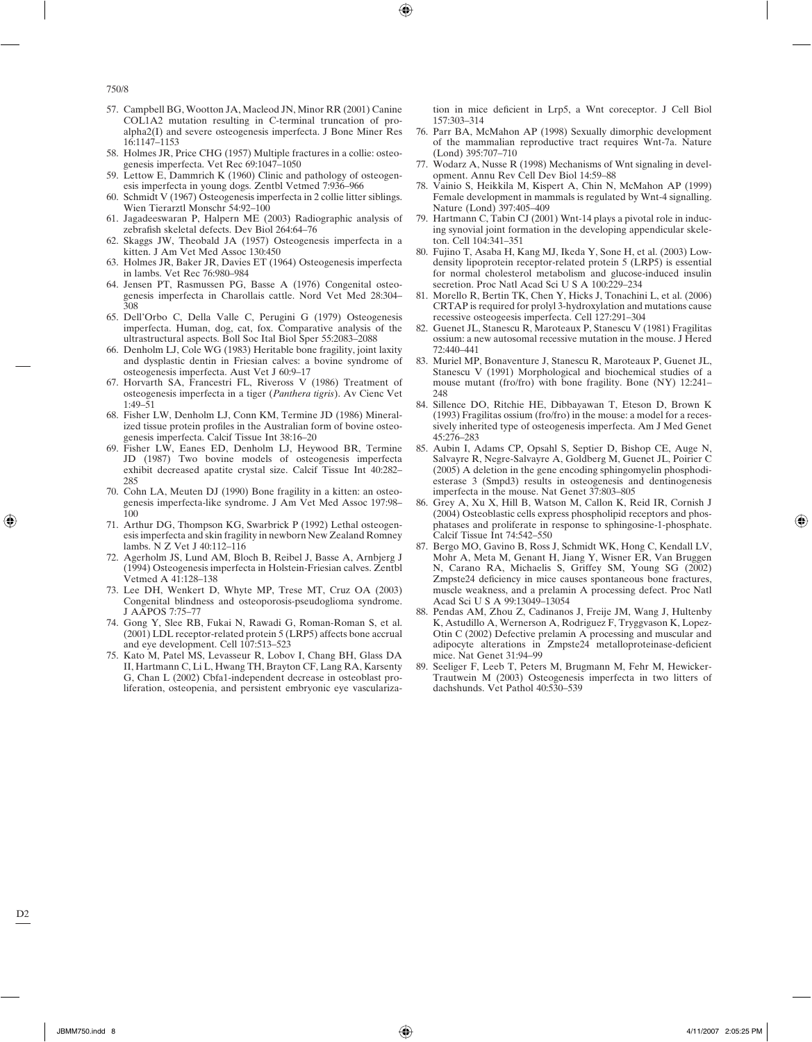57. Campbell BG, Wootton JA, Macleod JN, Minor RR (2001) Canine COL1A2 mutation resulting in C-terminal truncation of pro-alpha2(I) and severe osteogenesis imperfecta. J Bone Miner Res 16:1147–1153
58. Holmes JR, Price CHG (1957) Multiple fractures in a collie: osteogenesis imperfecta. Vet Rec 69:1047–1050
59. Lettow E, Dammrich K (1960) Clinic and pathology of osteogenesis imperfecta in young dogs. Zentbl Vetmed 7:936–966
60. Schmidt V (1967) Osteogenesis imperfecta in 2 collie litter siblings. Wien Tierarztl Monschr 54:92–100
61. Jagadeeswaran P, Halpern ME (2003) Radiographic analysis of zebrafish skeletal defects. Dev Biol 264:64–76
62. Skaggs JW, Theobald JA (1957) Osteogenesis imperfecta in a kitten. J Am Vet Med Assoc 130:450
63. Holmes JR, Baker JR, Davies ET (1964) Osteogenesis imperfecta in lambs. Vet Rec 76:980–984
64. Jensen PT, Rasmussen PG, Basse A (1976) Congenital osteogenesis imperfecta in Charollais cattle. Nord Vet Med 28:304–308
65. Dell'Orbo C, Della Valle C, Perugini G (1979) Osteogenesis imperfecta. Human, dog, cat, fox. Comparative analysis of the ultrastructural aspects. Boll Soc Ital Biol Sper 55:2083–2088
66. Denholm LJ, Cole WG (1983) Heritable bone fragility, joint laxity and dysplastic dentin in Friesian calves: a bovine syndrome of osteogenesis imperfecta. Aust Vet J 60:9–17
67. Horvarth SA, Francestri FL, Riveross V (1986) Treatment of osteogenesis imperfecta in a tiger (*Panthera tigris*). Av Cienc Vet 1:49–51
68. Fisher LW, Denholm LJ, Conn KM, Termine JD (1986) Mineralized tissue protein profiles in the Australian form of bovine osteogenesis imperfecta. Calcif Tissue Int 38:16–20
69. Fisher LW, Eanes ED, Denholm LJ, Heywood BR, Termine JD (1987) Two bovine models of osteogenesis imperfecta exhibit decreased apatite crystal size. Calcif Tissue Int 40:282–285
70. Cohn LA, Meuten DJ (1990) Bone fragility in a kitten: an osteogenesis imperfecta-like syndrome. J Am Vet Med Assoc 197:98–100
71. Arthur DG, Thompson KG, Swarbrick P (1992) Lethal osteogenesis imperfecta and skin fragility in newborn New Zealand Romney lambs. N Z Vet J 40:112–116
72. Agerholm JS, Lund AM, Bloch B, Reibel J, Basse A, Arnbjerg J (1994) Osteogenesis imperfecta in Holstein-Friesian calves. Zentbl Vetmed A 41:128–138
73. Lee DH, Wenkert D, Whyte MP, Trese MT, Cruz OA (2003) Congenital blindness and osteoporosis-pseudoglioma syndrome. J AAPOS 7:75–77
74. Gong Y, Slee RB, Fukai N, Rawadi G, Roman-Roman S, et al. (2001) LDL receptor-related protein 5 (LRP5) affects bone accrual and eye development. Cell 107:513–523
75. Kato M, Patel MS, Levasseur R, Lobov I, Chang BH, Glass DA II, Hartmann C, Li L, Hwang TH, Brayton CF, Lang RA, Karsenty G, Chan L (2002) Cbfa1-independent decrease in osteoblast proliferation, osteopenia, and persistent embryonic eye vascularization in mice deficient in Lrp5, a Wnt coreceptor. J Cell Biol 157:303–314
76. Parr BA, McMahon AP (1998) Sexually dimorphic development of the mammalian reproductive tract requires Wnt-7a. Nature (Lond) 395:707–710
77. Wodarz A, Nusse R (1998) Mechanisms of Wnt signaling in development. Annu Rev Cell Dev Biol 14:59–88
78. Vainio S, Heikkila M, Kispert A, Chin N, McMahon AP (1999) Female development in mammals is regulated by Wnt-4 signalling. Nature (Lond) 397:405–409
79. Hartmann C, Tabin CJ (2001) Wnt-14 plays a pivotal role in inducing synovial joint formation in the developing appendicular skeleton. Cell 104:341–351
80. Fujino T, Asaba H, Kang MJ, Ikeda Y, Sone H, et al. (2003) Low-density lipoprotein receptor-related protein 5 (LRP5) is essential for normal cholesterol metabolism and glucose-induced insulin secretion. Proc Natl Acad Sci U S A 100:229–234
81. Morello R, Bertin TK, Chen Y, Hicks J, Tonachini L, et al. (2006) CRTAP is required for prolyl 3-hydroxylation and mutations cause recessive osteogeesis imperfecta. Cell 127:291–304
82. Guenet JL, Stanescu R, Maroteaux P, Stanescu V (1981) Fragilitas ossium: a new autosomal recessive mutation in the mouse. J Hered 72:440–441
83. Muriel MP, Bonaventure J, Stanescu R, Maroteaux P, Guenet JL, Stanescu V (1991) Morphological and biochemical studies of a mouse mutant (fro/fro) with bone fragility. Bone (NY) 12:241–248
84. Sillence DO, Ritchie HE, Dibbayawan T, Eteson D, Brown K (1993) Fragilitas ossium (fro/fro) in the mouse: a model for a recessively inherited type of osteogenesis imperfecta. Am J Med Genet 45:276–283
85. Aubin I, Adams CP, Opsahl S, Septier D, Bishop CE, Auge N, Salvayre R, Negre-Salvayre A, Goldberg M, Guenet JL, Poirier C (2005) A deletion in the gene encoding sphingomyelin phosphodiesterase 3 (Smpd3) results in osteogenesis and dentinogenesis imperfecta in the mouse. Nat Genet 37:803–805
86. Grey A, Xu X, Hill B, Watson M, Callon K, Reid IR, Cornish J (2004) Osteoblastic cells express phospholipid receptors and phosphatases and proliferate in response to sphingosine-1-phosphate. Calcif Tissue Int 74:542–550
87. Bergo MO, Gavino B, Ross J, Schmidt WK, Hong C, Kendall LV, Mohr A, Meta M, Genant H, Jiang Y, Wisner ER, Van Bruggen N, Carano RA, Michaelis S, Griffey SM, Young SG (2002) Zmpste24 deficiency in mice causes spontaneous bone fractures, muscle weakness, and a prelamin A processing defect. Proc Natl Acad Sci U S A 99:13049–13054
88. Pendas AM, Zhou Z, Cadinanos J, Freije JM, Wang J, Hultenby K, Astudillo A, Wernerson A, Rodriguez F, Tryggvason K, Lopez-Otin C (2002) Defective prelamin A processing and muscular and adipocyte alterations in Zmpste24 metalloproteinase-deficient mice. Nat Genet 31:94–99
89. Seeliger F, Leeb T, Peters M, Brugmann M, Fehr M, Hewicker-Trautwein M (2003) Osteogenesis imperfecta in two litters of dachshunds. Vet Pathol 40:530–539